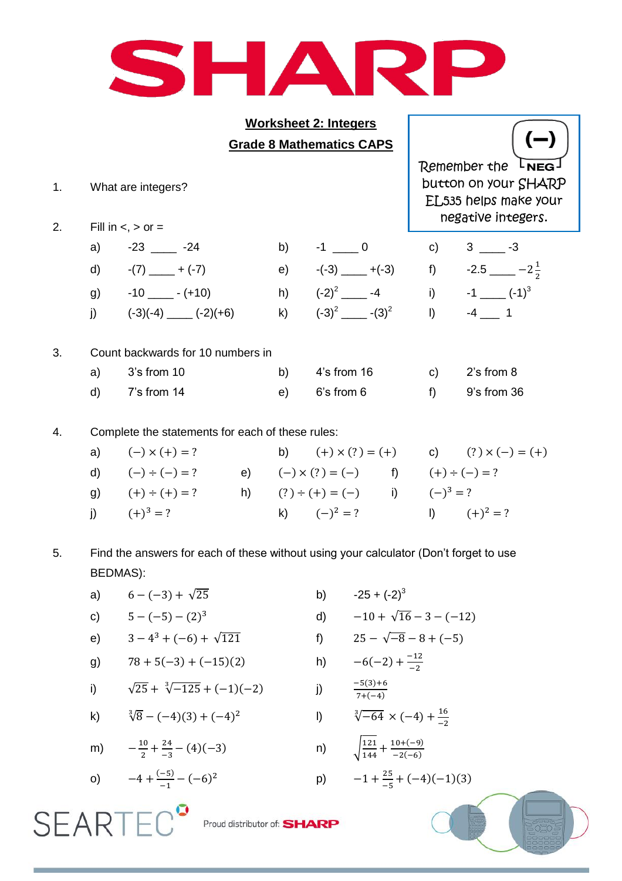# SHARP

**Worksheet 2: Integers**

**Grade 8 Mathematics CAPS**

Remember the (−) NEG button on your SHARP EL535 helps make your negative integers.

1. What are integers?

2. Fill in <, > or =

| | | | | | |
|---|---|---|---|---|---|
| a) | -23 ____ -24 | b) | -1 ____ 0 | c) | 3 ____ -3 |
| d) | -(7) ____ + (-7) | e) | -(-3) ____ +(-3) | f) | -2.5 ____ $-2\frac{1}{2}$ |
| g) | -10 ____ - (+10) | h) | $(-2)^2$ ____ -4 | i) | -1 ____ $(-1)^3$ |
| j) | (-3)(-4) ____ (-2)(+6) | k) | $(-3)^2$ ____ $-(3)^2$ | l) | -4 ___ 1 |

3. Count backwards for 10 numbers in

| | | | | | |
|---|---|---|---|---|---|
| a) | 3's from 10 | b) | 4's from 16 | c) | 2's from 8 |
| d) | 7's from 14 | e) | 6's from 6 | f) | 9's from 36 |

4. Complete the statements for each of these rules:

| | | | | | |
|---|---|---|---|---|---|
| a) | $(-)\times(+) = ?$ | b) | $(+)\times(?) = (+)$ | c) | $(?)\times(-) = (+)$ |
| d) | $(-)\div(-) = ?$ | e) | $(-)\times(?) = (-)$ | f) | $(+)\div(-) = ?$ |
| g) | $(+)\div(+) = ?$ | h) | $(?)\div(+) = (-)$ | i) | $(-)^3 = ?$ |
| j) | $(+)^3 = ?$ | k) | $(-)^2 = ?$ | l) | $(+)^2 = ?$ |

5. Find the answers for each of these without using your calculator (Don't forget to use BEDMAS):

| | | | |
|---|---|---|---|
| a) | $6-(-3)+\sqrt{25}$ | b) | $-25+(-2)^3$ |
| c) | $5-(-5)-(2)^3$ | d) | $-10+\sqrt{16}-3-(-12)$ |
| e) | $3-4^3+(-6)+\sqrt{121}$ | f) | $25-\sqrt{-8}-8+(-5)$ |
| g) | $78+5(-3)+(-15)(2)$ | h) | $-6(-2)+\frac{-12}{-2}$ |
| i) | $\sqrt{25}+\sqrt[3]{-125}+(-1)(-2)$ | j) | $\frac{-5(3)+6}{7+(-4)}$ |
| k) | $\sqrt[3]{8}-(-4)(3)+(-4)^2$ | l) | $\sqrt[3]{-64}\times(-4)+\frac{16}{-2}$ |
| m) | $-\frac{10}{2}+\frac{24}{-3}-(4)(-3)$ | n) | $\sqrt{\frac{121}{144}}+\frac{10+(-9)}{-2(-6)}$ |
| o) | $-4+\frac{(-5)}{-1}-(-6)^2$ | p) | $-1+\frac{25}{-5}+(-4)(-1)(3)$ |

SEARTEC Proud distributor of: SHARP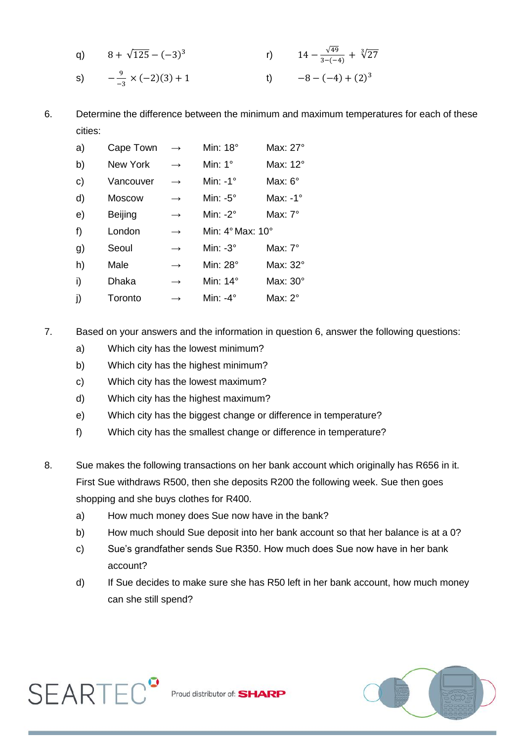q) $8 + \sqrt{125} - (-3)^3$

r) $14 - \frac{\sqrt{49}}{3-(-4)} + \sqrt[3]{27}$

s) $-\frac{9}{-3} \times (-2)(3) + 1$

t) $-8 - (-4) + (2)^3$

6. Determine the difference between the minimum and maximum temperatures for each of these cities:

| | | | | |
|---|---|---|---|---|
| a) | Cape Town | → | Min: 18° | Max: 27° |
| b) | New York | → | Min: 1° | Max: 12° |
| c) | Vancouver | → | Min: -1° | Max: 6° |
| d) | Moscow | → | Min: -5° | Max: -1° |
| e) | Beijing | → | Min: -2° | Max: 7° |
| f) | London | → | Min: 4° | Max: 10° |
| g) | Seoul | → | Min: -3° | Max: 7° |
| h) | Male | → | Min: 28° | Max: 32° |
| i) | Dhaka | → | Min: 14° | Max: 30° |
| j) | Toronto | → | Min: -4° | Max: 2° |

7. Based on your answers and the information in question 6, answer the following questions:

   a) Which city has the lowest minimum?

   b) Which city has the highest minimum?

   c) Which city has the lowest maximum?

   d) Which city has the highest maximum?

   e) Which city has the biggest change or difference in temperature?

   f) Which city has the smallest change or difference in temperature?

8. Sue makes the following transactions on her bank account which originally has R656 in it. First Sue withdraws R500, then she deposits R200 the following week. Sue then goes shopping and she buys clothes for R400.

   a) How much money does Sue now have in the bank?

   b) How much should Sue deposit into her bank account so that her balance is at a 0?

   c) Sue's grandfather sends Sue R350. How much does Sue now have in her bank account?

   d) If Sue decides to make sure she has R50 left in her bank account, how much money can she still spend?